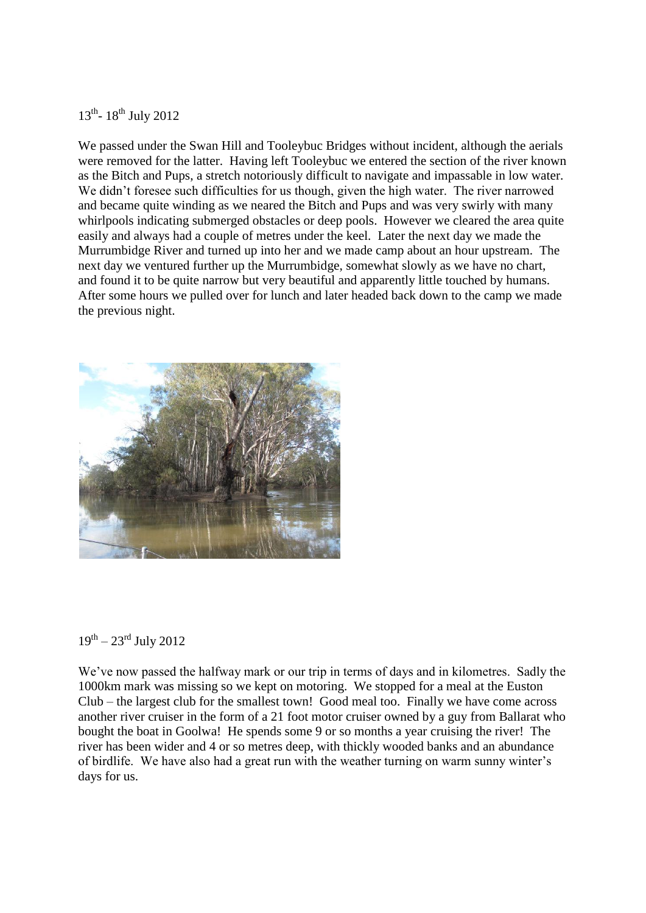13th - 18th July 2012

We passed under the Swan Hill and Tooleybuc Bridges without incident, although the aerials were removed for the latter. Having left Tooleybuc we entered the section of the river known as the Bitch and Pups, a stretch notoriously difficult to navigate and impassable in low water. We didn't foresee such difficulties for us though, given the high water. The river narrowed and became quite winding as we neared the Bitch and Pups and was very swirly with many whirlpools indicating submerged obstacles or deep pools. However we cleared the area quite easily and always had a couple of metres under the keel. Later the next day we made the Murrumbidge River and turned up into her and we made camp about an hour upstream. The next day we ventured further up the Murrumbidge, somewhat slowly as we have no chart, and found it to be quite narrow but very beautiful and apparently little touched by humans. After some hours we pulled over for lunch and later headed back down to the camp we made the previous night.

19th – 23rd July 2012

We've now passed the halfway mark or our trip in terms of days and in kilometres. Sadly the 1000km mark was missing so we kept on motoring. We stopped for a meal at the Euston Club – the largest club for the smallest town! Good meal too. Finally we have come across another river cruiser in the form of a 21 foot motor cruiser owned by a guy from Ballarat who bought the boat in Goolwa! He spends some 9 or so months a year cruising the river! The river has been wider and 4 or so metres deep, with thickly wooded banks and an abundance of birdlife. We have also had a great run with the weather turning on warm sunny winter's days for us.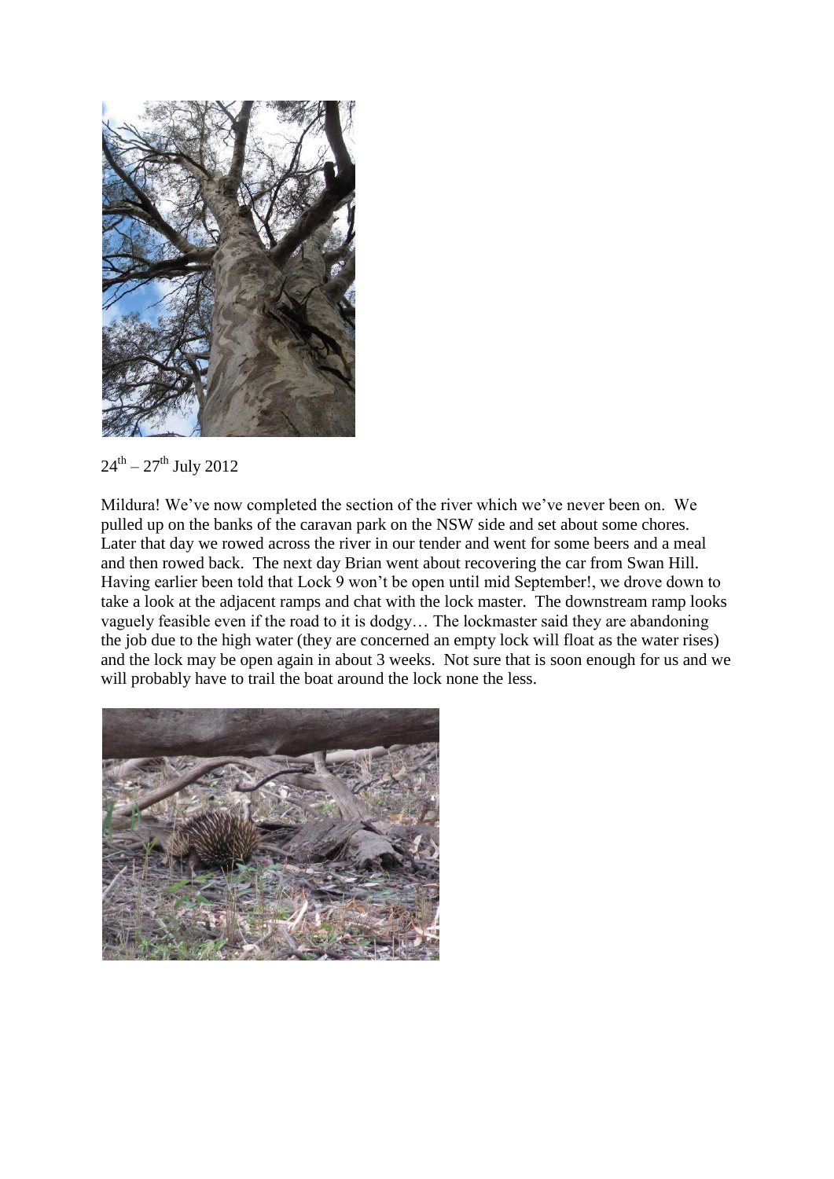24th – 27th July 2012

Mildura! We've now completed the section of the river which we've never been on. We pulled up on the banks of the caravan park on the NSW side and set about some chores. Later that day we rowed across the river in our tender and went for some beers and a meal and then rowed back. The next day Brian went about recovering the car from Swan Hill. Having earlier been told that Lock 9 won't be open until mid September!, we drove down to take a look at the adjacent ramps and chat with the lock master. The downstream ramp looks vaguely feasible even if the road to it is dodgy… The lockmaster said they are abandoning the job due to the high water (they are concerned an empty lock will float as the water rises) and the lock may be open again in about 3 weeks. Not sure that is soon enough for us and we will probably have to trail the boat around the lock none the less.